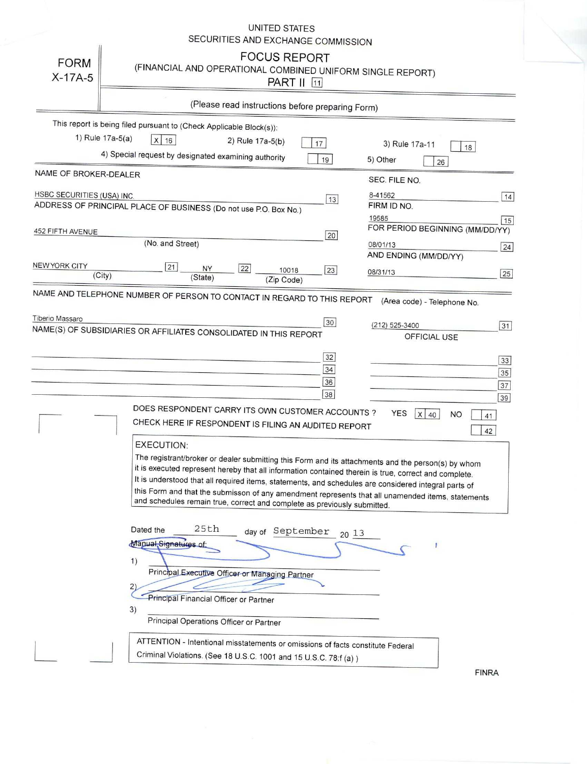UNITED STATES
SECURITIES AND EXCHANGE COMMISSION

# FORM X-17A-5

## FOCUS REPORT
(FINANCIAL AND OPERATIONAL COMBINED UNIFORM SINGLE REPORT)
PART II [11]

(Please read instructions before preparing Form)

This report is being filed pursuant to (Check Applicable Block(s)):

1) Rule 17a-5(a) [X] [16]    2) Rule 17a-5(b) [ ] [17]    3) Rule 17a-11 [ ] [18]

4) Special request by designated examining authority [ ] [19]    5) Other [ ] [26]

| | | | |
|---|---|---|---|
| NAME OF BROKER-DEALER | | SEC. FILE NO. | |
| HSBC SECURITIES (USA) INC. | [13] | 8-41562 | [14] |
| ADDRESS OF PRINCIPAL PLACE OF BUSINESS (Do not use P.O. Box No.) | | FIRM ID NO. | |
| | | 19585 | [15] |
| 452 FIFTH AVENUE | [20] | FOR PERIOD BEGINNING (MM/DD/YY) | |
| (No. and Street) | | 08/01/13 | [24] |
| NEW YORK CITY [21] (City) NY [22] (State) 10018 (Zip Code) | [23] | AND ENDING (MM/DD/YY) | |
| | | 08/31/13 | [25] |

NAME AND TELEPHONE NUMBER OF PERSON TO CONTACT IN REGARD TO THIS REPORT    (Area code) - Telephone No.

Tiberio Massaro [30]    (212) 525-3400 [31]

NAME(S) OF SUBSIDIARIES OR AFFILIATES CONSOLIDATED IN THIS REPORT    OFFICIAL USE

| | | | |
|---|---|---|---|
| | [32] | | [33] |
| | [34] | | [35] |
| | [36] | | [37] |
| | [38] | | [39] |

DOES RESPONDENT CARRY ITS OWN CUSTOMER ACCOUNTS ?    YES [X] [40]    NO [ ] [41]

CHECK HERE IF RESPONDENT IS FILING AN AUDITED REPORT [ ] [42]

EXECUTION:

The registrant/broker or dealer submitting this Form and its attachments and the person(s) by whom it is executed represent hereby that all information contained therein is true, correct and complete. It is understood that all required items, statements, and schedules are considered integral parts of this Form and that the submisson of any amendment represents that all unamended items, statements and schedules remain true, correct and complete as previously submitted.

Dated the 25th day of September 20 13

Manual Signatures of:

1) ______________________
Principal Executive Officer or Managing Partner

2) ______________________
Principal Financial Officer or Partner

3) ______________________
Principal Operations Officer or Partner

ATTENTION - Intentional misstatements or omissions of facts constitute Federal Criminal Violations. (See 18 U.S.C. 1001 and 15 U.S.C. 78:f (a) )

FINRA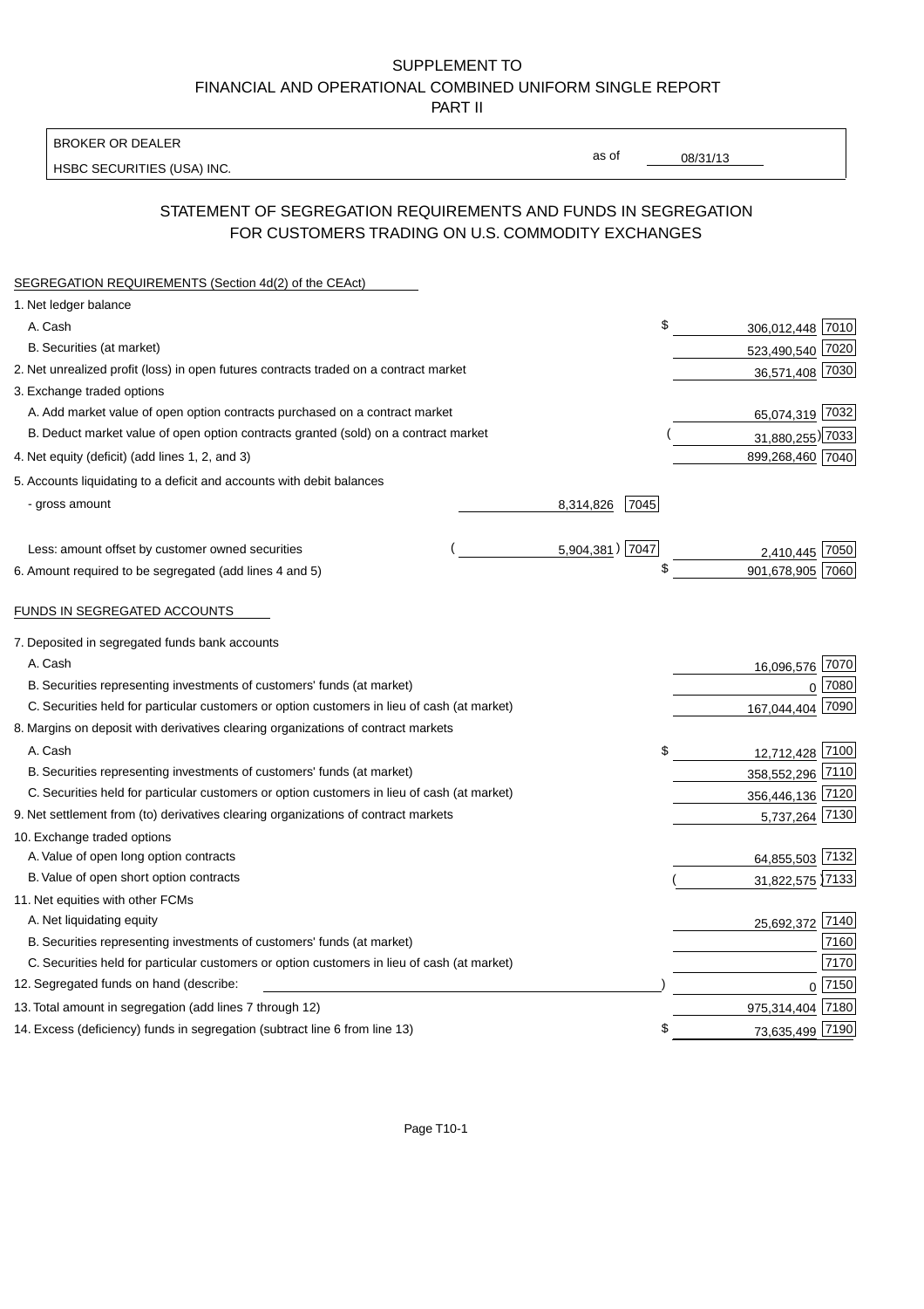SUPPLEMENT TO
FINANCIAL AND OPERATIONAL COMBINED UNIFORM SINGLE REPORT
PART II

BROKER OR DEALER
HSBC SECURITIES (USA) INC.

as of 08/31/13

## STATEMENT OF SEGREGATION REQUIREMENTS AND FUNDS IN SEGREGATION FOR CUSTOMERS TRADING ON U.S. COMMODITY EXCHANGES

SEGREGATION REQUIREMENTS (Section 4d(2) of the CEAct)

| | | | | |
|---|---|---|---|---|
| 1. Net ledger balance | | | | |
| A. Cash | | | $ 306,012,448 | 7010 |
| B. Securities (at market) | | | 523,490,540 | 7020 |
| 2. Net unrealized profit (loss) in open futures contracts traded on a contract market | | | 36,571,408 | 7030 |
| 3. Exchange traded options | | | | |
| A. Add market value of open option contracts purchased on a contract market | | | 65,074,319 | 7032 |
| B. Deduct market value of open option contracts granted (sold) on a contract market | | | (31,880,255) | 7033 |
| 4. Net equity (deficit) (add lines 1, 2, and 3) | | | 899,268,460 | 7040 |
| 5. Accounts liquidating to a deficit and accounts with debit balances | | | | |
| - gross amount | 8,314,826 | 7045 | | |
| Less: amount offset by customer owned securities | (5,904,381) | 7047 | 2,410,445 | 7050 |
| 6. Amount required to be segregated (add lines 4 and 5) | | | $ 901,678,905 | 7060 |

FUNDS IN SEGREGATED ACCOUNTS

| | | |
|---|---|---|
| 7. Deposited in segregated funds bank accounts | | |
| A. Cash | 16,096,576 | 7070 |
| B. Securities representing investments of customers' funds (at market) | 0 | 7080 |
| C. Securities held for particular customers or option customers in lieu of cash (at market) | 167,044,404 | 7090 |
| 8. Margins on deposit with derivatives clearing organizations of contract markets | | |
| A. Cash | $ 12,712,428 | 7100 |
| B. Securities representing investments of customers' funds (at market) | 358,552,296 | 7110 |
| C. Securities held for particular customers or option customers in lieu of cash (at market) | 356,446,136 | 7120 |
| 9. Net settlement from (to) derivatives clearing organizations of contract markets | 5,737,264 | 7130 |
| 10. Exchange traded options | | |
| A. Value of open long option contracts | 64,855,503 | 7132 |
| B. Value of open short option contracts | (31,822,575) | 7133 |
| 11. Net equities with other FCMs | | |
| A. Net liquidating equity | 25,692,372 | 7140 |
| B. Securities representing investments of customers' funds (at market) | | 7160 |
| C. Securities held for particular customers or option customers in lieu of cash (at market) | | 7170 |
| 12. Segregated funds on hand (describe: ) | 0 | 7150 |
| 13. Total amount in segregation (add lines 7 through 12) | 975,314,404 | 7180 |
| 14. Excess (deficiency) funds in segregation (subtract line 6 from line 13) | $ 73,635,499 | 7190 |

Page T10-1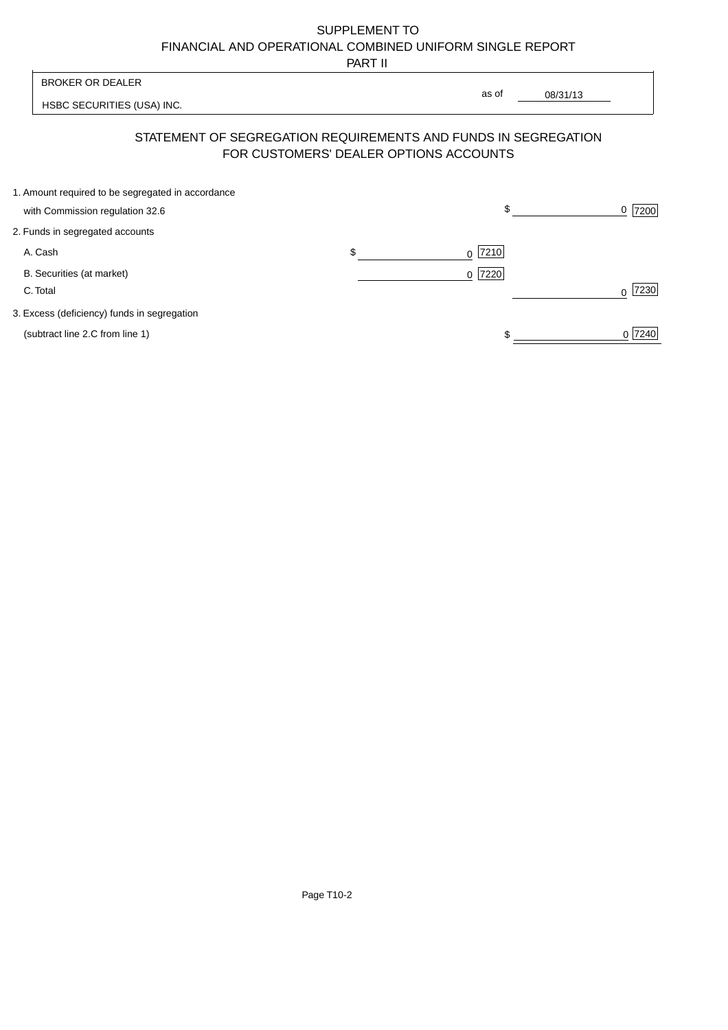SUPPLEMENT TO
FINANCIAL AND OPERATIONAL COMBINED UNIFORM SINGLE REPORT
PART II

| | |
|---|---|
| BROKER OR DEALER | |
| HSBC SECURITIES (USA) INC. | as of 08/31/13 |

## STATEMENT OF SEGREGATION REQUIREMENTS AND FUNDS IN SEGREGATION FOR CUSTOMERS' DEALER OPTIONS ACCOUNTS

| | | |
|---|---|---|
| 1. Amount required to be segregated in accordance with Commission regulation 32.6 | | $ 0 [7200] |
| 2. Funds in segregated accounts | | |
| A. Cash | $ 0 [7210] | |
| B. Securities (at market) | 0 [7220] | |
| C. Total | | 0 [7230] |
| 3. Excess (deficiency) funds in segregation (subtract line 2.C from line 1) | | $ 0 [7240] |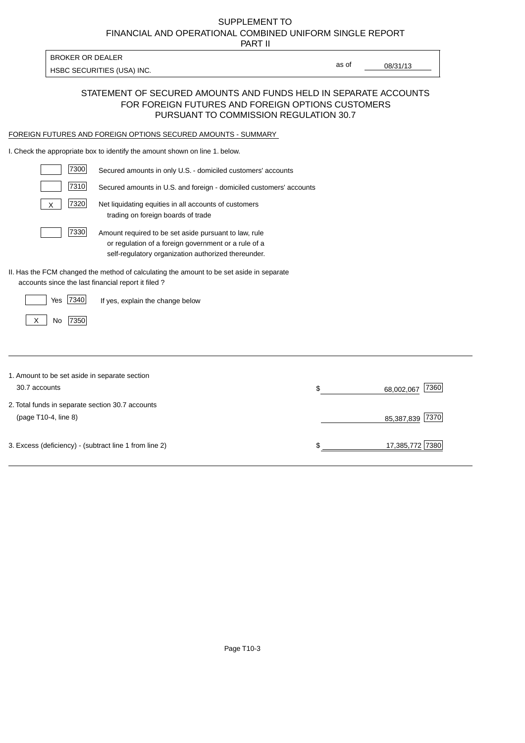SUPPLEMENT TO
FINANCIAL AND OPERATIONAL COMBINED UNIFORM SINGLE REPORT
PART II

BROKER OR DEALER
HSBC SECURITIES (USA) INC.

as of 08/31/13

## STATEMENT OF SECURED AMOUNTS AND FUNDS HELD IN SEPARATE ACCOUNTS FOR FOREIGN FUTURES AND FOREIGN OPTIONS CUSTOMERS PURSUANT TO COMMISSION REGULATION 30.7

FOREIGN FUTURES AND FOREIGN OPTIONS SECURED AMOUNTS - SUMMARY

I. Check the appropriate box to identify the amount shown on line 1. below.

| | | |
|---|---|---|
| | 7300 | Secured amounts in only U.S. - domiciled customers' accounts |
| | 7310 | Secured amounts in U.S. and foreign - domiciled customers' accounts |
| X | 7320 | Net liquidating equities in all accounts of customers trading on foreign boards of trade |
| | 7330 | Amount required to be set aside pursuant to law, rule or regulation of a foreign government or a rule of a self-regulatory organization authorized thereunder. |

II. Has the FCM changed the method of calculating the amount to be set aside in separate accounts since the last financial report it filed ?

| | | | |
|---|---|---|---|
| | Yes | 7340 | If yes, explain the change below |
| X | No | 7350 | |

| | | | |
|---|---|---|---|
| 1. Amount to be set aside in separate section 30.7 accounts | $ | 68,002,067 | 7360 |
| 2. Total funds in separate section 30.7 accounts (page T10-4, line 8) | | 85,387,839 | 7370 |
| 3. Excess (deficiency) - (subtract line 1 from line 2) | $ | 17,385,772 | 7380 |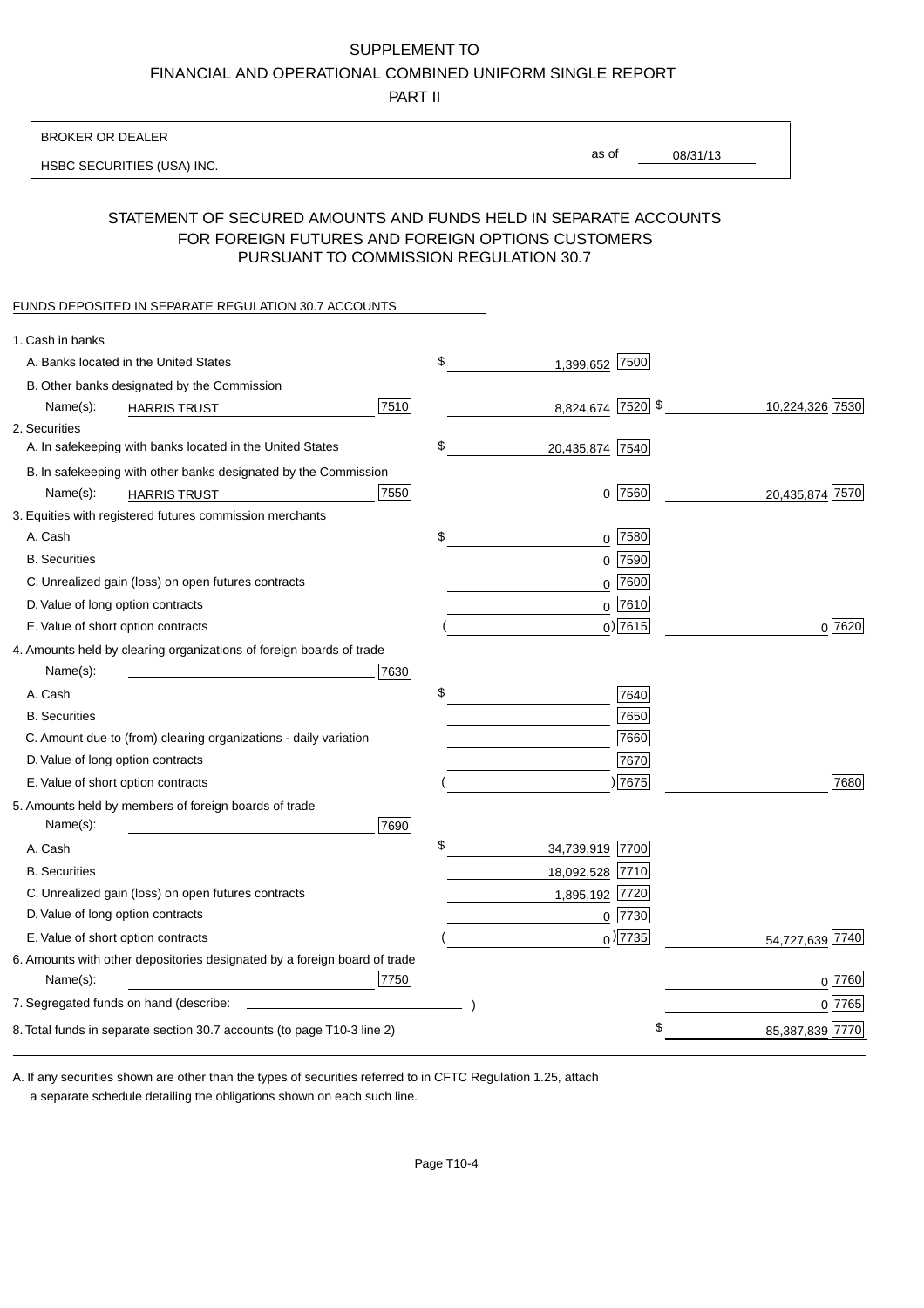SUPPLEMENT TO

FINANCIAL AND OPERATIONAL COMBINED UNIFORM SINGLE REPORT

PART II

BROKER OR DEALER

HSBC SECURITIES (USA) INC.

as of 08/31/13

## STATEMENT OF SECURED AMOUNTS AND FUNDS HELD IN SEPARATE ACCOUNTS FOR FOREIGN FUTURES AND FOREIGN OPTIONS CUSTOMERS PURSUANT TO COMMISSION REGULATION 30.7

FUNDS DEPOSITED IN SEPARATE REGULATION 30.7 ACCOUNTS

| | | | | | |
|---|---|---|---|---|---|
| 1. Cash in banks | | | | | |
| A. Banks located in the United States | | $ 1,399,652 | 7500 | | |
| B. Other banks designated by the Commission | | | | | |
| Name(s): HARRIS TRUST | 7510 | 8,824,674 | 7520 | $ 10,224,326 | 7530 |
| 2. Securities | | | | | |
| A. In safekeeping with banks located in the United States | | $ 20,435,874 | 7540 | | |
| B. In safekeeping with other banks designated by the Commission | | | | | |
| Name(s): HARRIS TRUST | 7550 | 0 | 7560 | 20,435,874 | 7570 |
| 3. Equities with registered futures commission merchants | | | | | |
| A. Cash | | $ 0 | 7580 | | |
| B. Securities | | 0 | 7590 | | |
| C. Unrealized gain (loss) on open futures contracts | | 0 | 7600 | | |
| D. Value of long option contracts | | 0 | 7610 | | |
| E. Value of short option contracts | | ( 0) | 7615 | 0 | 7620 |
| 4. Amounts held by clearing organizations of foreign boards of trade | | | | | |
| Name(s): | 7630 | | | | |
| A. Cash | | $ | 7640 | | |
| B. Securities | | | 7650 | | |
| C. Amount due to (from) clearing organizations - daily variation | | | 7660 | | |
| D. Value of long option contracts | | | 7670 | | |
| E. Value of short option contracts | | ( ) | 7675 | | 7680 |
| 5. Amounts held by members of foreign boards of trade | | | | | |
| Name(s): | 7690 | | | | |
| A. Cash | | $ 34,739,919 | 7700 | | |
| B. Securities | | 18,092,528 | 7710 | | |
| C. Unrealized gain (loss) on open futures contracts | | 1,895,192 | 7720 | | |
| D. Value of long option contracts | | 0 | 7730 | | |
| E. Value of short option contracts | | ( 0) | 7735 | 54,727,639 | 7740 |
| 6. Amounts with other depositories designated by a foreign board of trade | | | | | |
| Name(s): | 7750 | | | 0 | 7760 |
| 7. Segregated funds on hand (describe: ) | | | | 0 | 7765 |
| 8. Total funds in separate section 30.7 accounts (to page T10-3 line 2) | | | | $ 85,387,839 | 7770 |

A. If any securities shown are other than the types of securities referred to in CFTC Regulation 1.25, attach a separate schedule detailing the obligations shown on each such line.

Page T10-4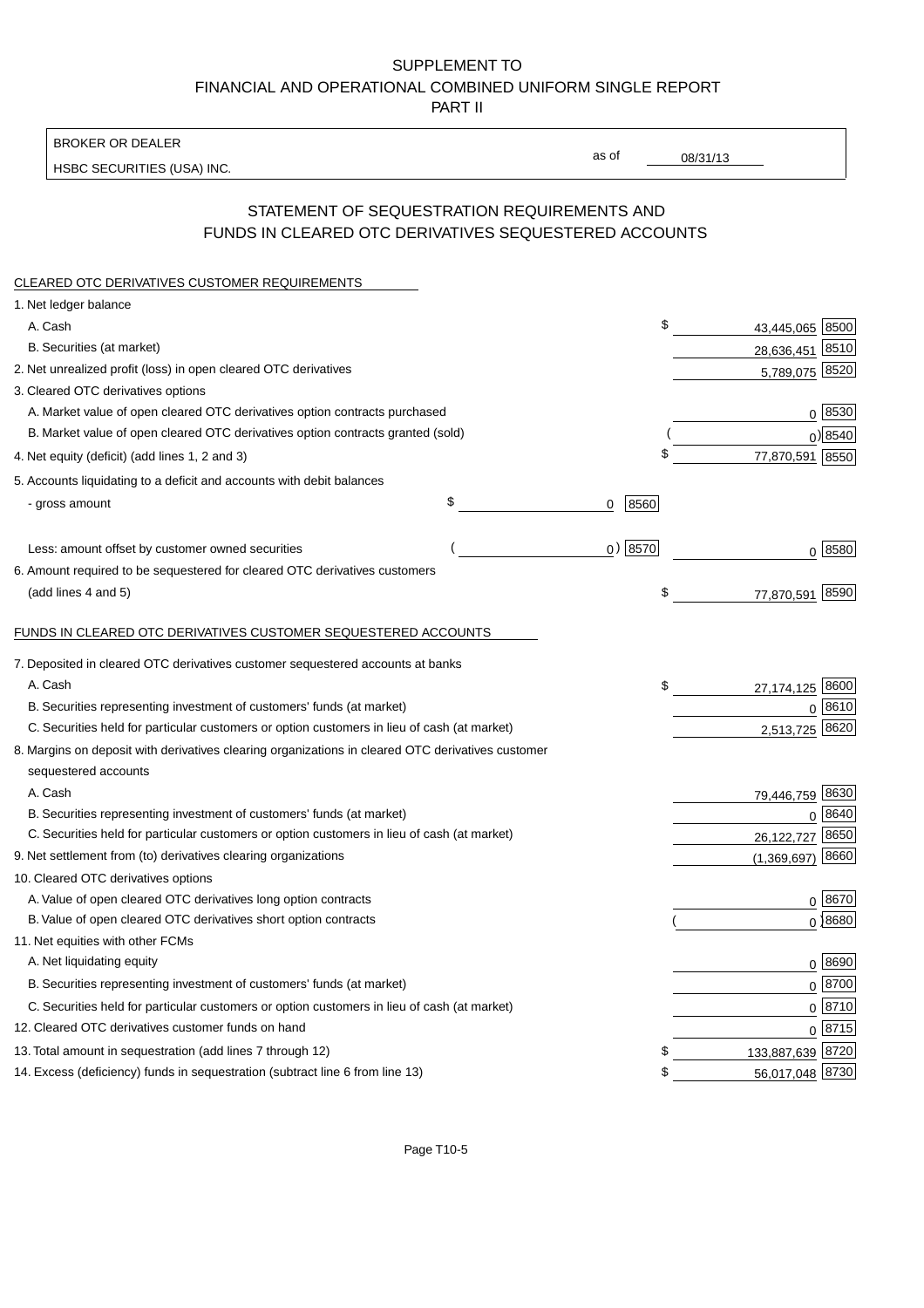SUPPLEMENT TO
FINANCIAL AND OPERATIONAL COMBINED UNIFORM SINGLE REPORT
PART II

| BROKER OR DEALER | | |
|---|---|---|
| HSBC SECURITIES (USA) INC. | as of | 08/31/13 |

## STATEMENT OF SEQUESTRATION REQUIREMENTS AND FUNDS IN CLEARED OTC DERIVATIVES SEQUESTERED ACCOUNTS

### CLEARED OTC DERIVATIVES CUSTOMER REQUIREMENTS

| | | | | |
|---|---|---|---|---|
| 1. Net ledger balance | | | | |
| A. Cash | | | $ 43,445,065 | 8500 |
| B. Securities (at market) | | | 28,636,451 | 8510 |
| 2. Net unrealized profit (loss) in open cleared OTC derivatives | | | 5,789,075 | 8520 |
| 3. Cleared OTC derivatives options | | | | |
| A. Market value of open cleared OTC derivatives option contracts purchased | | | 0 | 8530 |
| B. Market value of open cleared OTC derivatives option contracts granted (sold) | | | ( 0) | 8540 |
| 4. Net equity (deficit) (add lines 1, 2 and 3) | | | $ 77,870,591 | 8550 |
| 5. Accounts liquidating to a deficit and accounts with debit balances | | | | |
| - gross amount | $ 0 | 8560 | | |
| Less: amount offset by customer owned securities | ( 0) | 8570 | 0 | 8580 |
| 6. Amount required to be sequestered for cleared OTC derivatives customers (add lines 4 and 5) | | | $ 77,870,591 | 8590 |

### FUNDS IN CLEARED OTC DERIVATIVES CUSTOMER SEQUESTERED ACCOUNTS

| | | |
|---|---|---|
| 7. Deposited in cleared OTC derivatives customer sequestered accounts at banks | | |
| A. Cash | $ 27,174,125 | 8600 |
| B. Securities representing investment of customers' funds (at market) | 0 | 8610 |
| C. Securities held for particular customers or option customers in lieu of cash (at market) | 2,513,725 | 8620 |
| 8. Margins on deposit with derivatives clearing organizations in cleared OTC derivatives customer sequestered accounts | | |
| A. Cash | 79,446,759 | 8630 |
| B. Securities representing investment of customers' funds (at market) | 0 | 8640 |
| C. Securities held for particular customers or option customers in lieu of cash (at market) | 26,122,727 | 8650 |
| 9. Net settlement from (to) derivatives clearing organizations | (1,369,697) | 8660 |
| 10. Cleared OTC derivatives options | | |
| A. Value of open cleared OTC derivatives long option contracts | 0 | 8670 |
| B. Value of open cleared OTC derivatives short option contracts | ( 0) | 8680 |
| 11. Net equities with other FCMs | | |
| A. Net liquidating equity | 0 | 8690 |
| B. Securities representing investment of customers' funds (at market) | 0 | 8700 |
| C. Securities held for particular customers or option customers in lieu of cash (at market) | 0 | 8710 |
| 12. Cleared OTC derivatives customer funds on hand | 0 | 8715 |
| 13. Total amount in sequestration (add lines 7 through 12) | $ 133,887,639 | 8720 |
| 14. Excess (deficiency) funds in sequestration (subtract line 6 from line 13) | $ 56,017,048 | 8730 |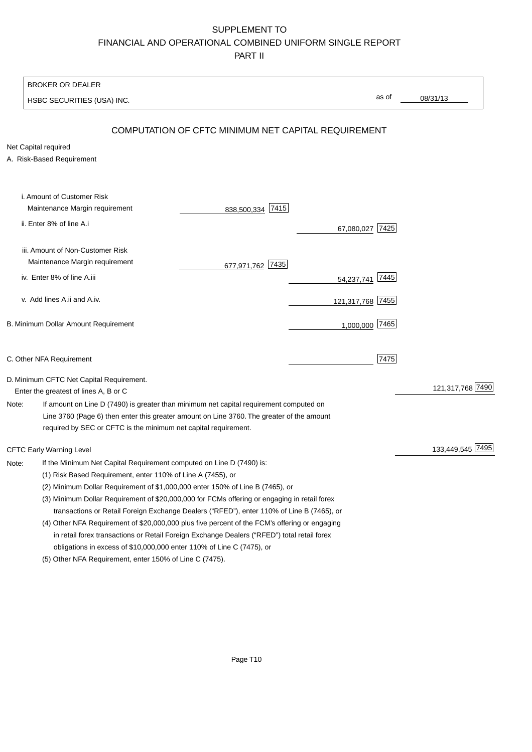# SUPPLEMENT TO
# FINANCIAL AND OPERATIONAL COMBINED UNIFORM SINGLE REPORT
# PART II

BROKER OR DEALER

HSBC SECURITIES (USA) INC.　　　　as of 08/31/13

## COMPUTATION OF CFTC MINIMUM NET CAPITAL REQUIREMENT

Net Capital required

A. Risk-Based Requirement

| | | | |
|---|---|---|---|
| i. Amount of Customer Risk Maintenance Margin requirement | 838,500,334 [7415] | | |
| ii. Enter 8% of line A.i | | 67,080,027 [7425] | |
| iii. Amount of Non-Customer Risk Maintenance Margin requirement | 677,971,762 [7435] | | |
| iv. Enter 8% of line A.iii | | 54,237,741 [7445] | |
| v. Add lines A.ii and A.iv. | | 121,317,768 [7455] | |
| B. Minimum Dollar Amount Requirement | | 1,000,000 [7465] | |
| C. Other NFA Requirement | | [7475] | |
| D. Minimum CFTC Net Capital Requirement. Enter the greatest of lines A, B or C | | | 121,317,768 [7490] |

Note: If amount on Line D (7490) is greater than minimum net capital requirement computed on Line 3760 (Page 6) then enter this greater amount on Line 3760. The greater of the amount required by SEC or CFTC is the minimum net capital requirement.

CFTC Early Warning Level　　　　133,449,545 [7495]

Note: If the Minimum Net Capital Requirement computed on Line D (7490) is:

(1) Risk Based Requirement, enter 110% of Line A (7455), or

(2) Minimum Dollar Requirement of $1,000,000 enter 150% of Line B (7465), or

(3) Minimum Dollar Requirement of $20,000,000 for FCMs offering or engaging in retail forex transactions or Retail Foreign Exchange Dealers ("RFED"), enter 110% of Line B (7465), or

(4) Other NFA Requirement of $20,000,000 plus five percent of the FCM's offering or engaging in retail forex transactions or Retail Foreign Exchange Dealers ("RFED") total retail forex obligations in excess of $10,000,000 enter 110% of Line C (7475), or

(5) Other NFA Requirement, enter 150% of Line C (7475).